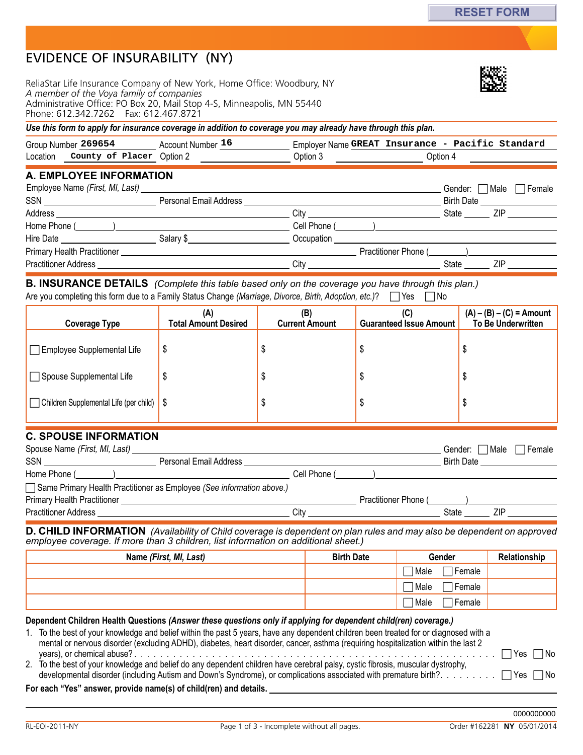RESET FORM

# EVIDENCE OF INSURABILITY (NY)

ReliaStar Life Insurance Company of New York, Home Office: Woodbury, NY
*A member of the Voya family of companies*
Administrative Office: PO Box 20, Mail Stop 4-S, Minneapolis, MN 55440
Phone: 612.342.7262 Fax: 612.467.8721

***Use this form to apply for insurance coverage in addition to coverage you may already have through this plan.***

Group Number 269654 Account Number 16 Employer Name GREAT Insurance - Pacific Standard
Location County of Placer Option 2 ______ Option 3 ______ Option 4 ______

## A. EMPLOYEE INFORMATION

Employee Name *(First, MI, Last)* ______ Gender: ☐ Male ☐ Female
SSN ______ Personal Email Address ______ Birth Date ______
Address ______ City ______ State ______ ZIP ______
Home Phone (____) ______ Cell Phone (____) ______
Hire Date ______ Salary $______ Occupation ______
Primary Health Practitioner ______ Practitioner Phone (____) ______
Practitioner Address ______ City ______ State ______ ZIP ______

## B. INSURANCE DETAILS *(Complete this table based only on the coverage you have through this plan.)*

Are you completing this form due to a Family Status Change *(Marriage, Divorce, Birth, Adoption, etc.)*? ☐ Yes ☐ No

| Coverage Type | (A) Total Amount Desired | (B) Current Amount | (C) Guaranteed Issue Amount | (A) – (B) – (C) = Amount To Be Underwritten |
|---|---|---|---|---|
| ☐ Employee Supplemental Life | $ | $ | $ | $ |
| ☐ Spouse Supplemental Life | $ | $ | $ | $ |
| ☐ Children Supplemental Life (per child) | $ | $ | $ | $ |

## C. SPOUSE INFORMATION

Spouse Name *(First, MI, Last)* ______ Gender: ☐ Male ☐ Female
SSN ______ Personal Email Address ______ Birth Date ______
Home Phone (____) ______ Cell Phone (____) ______
☐ Same Primary Health Practitioner as Employee *(See information above.)*
Primary Health Practitioner ______ Practitioner Phone (____) ______
Practitioner Address ______ City ______ State ______ ZIP ______

## D. CHILD INFORMATION *(Availability of Child coverage is dependent on plan rules and may also be dependent on approved employee coverage. If more than 3 children, list information on additional sheet.)*

| Name *(First, MI, Last)* | Birth Date | Gender | Relationship |
|---|---|---|---|
| | | ☐ Male ☐ Female | |
| | | ☐ Male ☐ Female | |
| | | ☐ Male ☐ Female | |

**Dependent Children Health Questions *(Answer these questions only if applying for dependent child(ren) coverage.)***

1. To the best of your knowledge and belief within the past 5 years, have any dependent children been treated for or diagnosed with a mental or nervous disorder (excluding ADHD), diabetes, heart disorder, cancer, asthma (requiring hospitalization within the last 2 years), or chemical abuse? . . . . . ☐ Yes ☐ No
2. To the best of your knowledge and belief do any dependent children have cerebral palsy, cystic fibrosis, muscular dystrophy, developmental disorder (including Autism and Down's Syndrome), or complications associated with premature birth?. . . . . ☐ Yes ☐ No

**For each "Yes" answer, provide name(s) of child(ren) and details.** ______

0000000000

RL-EOI-2011-NY Order #162281 **NY** 05/01/2014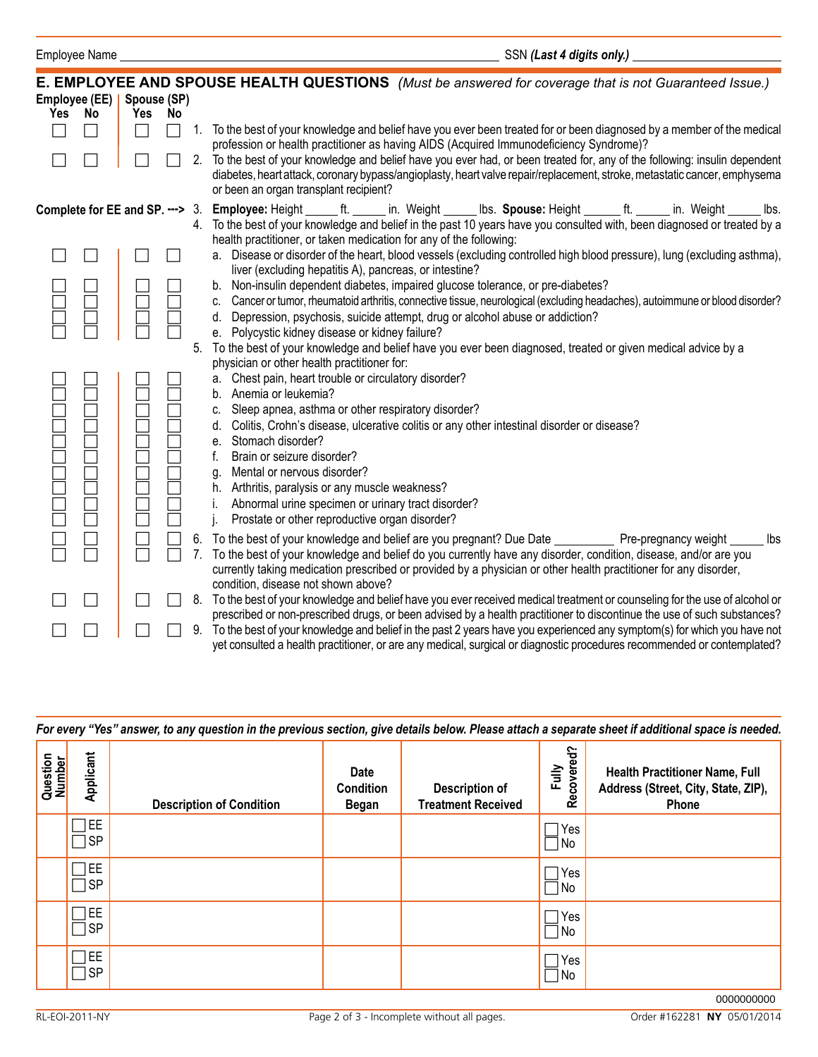Employee Name ______________________________ SSN ***(Last 4 digits only.)*** ______________

## E. EMPLOYEE AND SPOUSE HEALTH QUESTIONS *(Must be answered for coverage that is not Guaranteed Issue.)*

| Employee (EE) Yes | Employee (EE) No | Spouse (SP) Yes | Spouse (SP) No | Question |
|---|---|---|---|---|
| ☐ | ☐ | ☐ | ☐ | 1. To the best of your knowledge and belief have you ever been treated for or been diagnosed by a member of the medical profession or health practitioner as having AIDS (Acquired Immunodeficiency Syndrome)? |
| ☐ | ☐ | ☐ | ☐ | 2. To the best of your knowledge and belief have you ever had, or been treated for, any of the following: insulin dependent diabetes, heart attack, coronary bypass/angioplasty, heart valve repair/replacement, stroke, metastatic cancer, emphysema or been an organ transplant recipient? |
| **Complete for EE and SP. --->** | | | | 3. **Employee:** Height _____ ft. _____ in. Weight _____ lbs. **Spouse:** Height ______ ft. _____ in. Weight _____ lbs. |
| | | | | 4. To the best of your knowledge and belief in the past 10 years have you consulted with, been diagnosed or treated by a health practitioner, or taken medication for any of the following: |
| ☐ | ☐ | ☐ | ☐ | a. Disease or disorder of the heart, blood vessels (excluding controlled high blood pressure), lung (excluding asthma), liver (excluding hepatitis A), pancreas, or intestine? |
| ☐ | ☐ | ☐ | ☐ | b. Non-insulin dependent diabetes, impaired glucose tolerance, or pre-diabetes? |
| ☐ | ☐ | ☐ | ☐ | c. Cancer or tumor, rheumatoid arthritis, connective tissue, neurological (excluding headaches), autoimmune or blood disorder? |
| ☐ | ☐ | ☐ | ☐ | d. Depression, psychosis, suicide attempt, drug or alcohol abuse or addiction? |
| ☐ | ☐ | ☐ | ☐ | e. Polycystic kidney disease or kidney failure? |
| | | | | 5. To the best of your knowledge and belief have you ever been diagnosed, treated or given medical advice by a physician or other health practitioner for: |
| ☐ | ☐ | ☐ | ☐ | a. Chest pain, heart trouble or circulatory disorder? |
| ☐ | ☐ | ☐ | ☐ | b. Anemia or leukemia? |
| ☐ | ☐ | ☐ | ☐ | c. Sleep apnea, asthma or other respiratory disorder? |
| ☐ | ☐ | ☐ | ☐ | d. Colitis, Crohn's disease, ulcerative colitis or any other intestinal disorder or disease? |
| ☐ | ☐ | ☐ | ☐ | e. Stomach disorder? |
| ☐ | ☐ | ☐ | ☐ | f. Brain or seizure disorder? |
| ☐ | ☐ | ☐ | ☐ | g. Mental or nervous disorder? |
| ☐ | ☐ | ☐ | ☐ | h. Arthritis, paralysis or any muscle weakness? |
| ☐ | ☐ | ☐ | ☐ | i. Abnormal urine specimen or urinary tract disorder? |
| ☐ | ☐ | ☐ | ☐ | j. Prostate or other reproductive organ disorder? |
| ☐ | ☐ | ☐ | ☐ | 6. To the best of your knowledge and belief are you pregnant? Due Date __________ Pre-pregnancy weight _____ lbs |
| ☐ | ☐ | ☐ | ☐ | 7. To the best of your knowledge and belief do you currently have any disorder, condition, disease, and/or are you currently taking medication prescribed or provided by a physician or other health practitioner for any disorder, condition, disease not shown above? |
| ☐ | ☐ | ☐ | ☐ | 8. To the best of your knowledge and belief have you ever received medical treatment or counseling for the use of alcohol or prescribed or non-prescribed drugs, or been advised by a health practitioner to discontinue the use of such substances? |
| ☐ | ☐ | ☐ | ☐ | 9. To the best of your knowledge and belief in the past 2 years have you experienced any symptom(s) for which you have not yet consulted a health practitioner, or are any medical, surgical or diagnostic procedures recommended or contemplated? |

***For every "Yes" answer, to any question in the previous section, give details below. Please attach a separate sheet if additional space is needed.***

| Question Number | Applicant | Description of Condition | Date Condition Began | Description of Treatment Received | Fully Recovered? | Health Practitioner Name, Full Address (Street, City, State, ZIP), Phone |
|---|---|---|---|---|---|---|
| | ☐ EE ☐ SP | | | | ☐ Yes ☐ No | |
| | ☐ EE ☐ SP | | | | ☐ Yes ☐ No | |
| | ☐ EE ☐ SP | | | | ☐ Yes ☐ No | |
| | ☐ EE ☐ SP | | | | ☐ Yes ☐ No | |

0000000000

RL-EOI-2011-NY Order #162281 **NY** 05/01/2014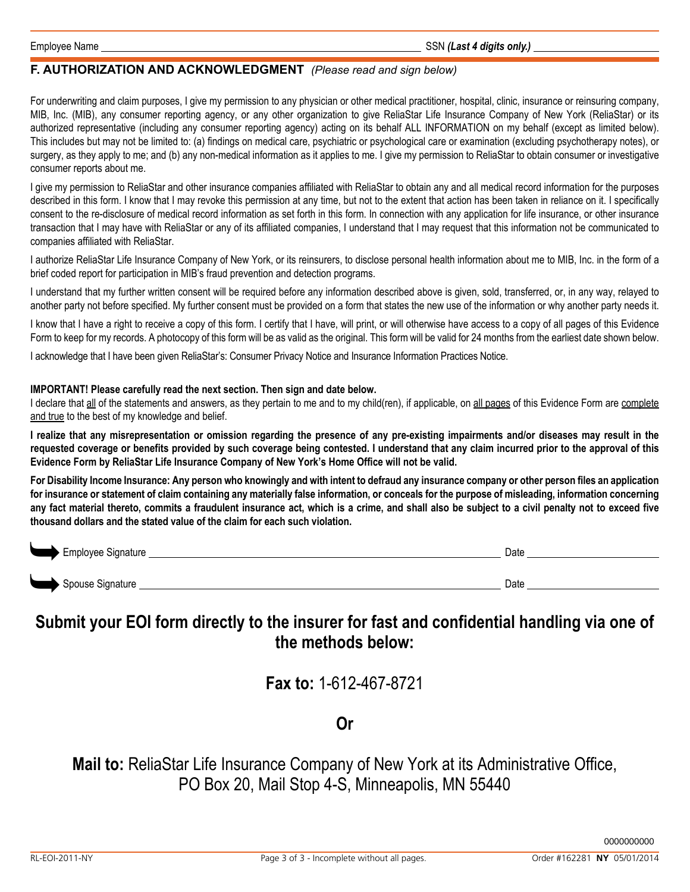Employee Name ______________________________ SSN ***(Last 4 digits only.)*** ______________

## F. AUTHORIZATION AND ACKNOWLEDGMENT *(Please read and sign below)*

For underwriting and claim purposes, I give my permission to any physician or other medical practitioner, hospital, clinic, insurance or reinsuring company, MIB, Inc. (MIB), any consumer reporting agency, or any other organization to give ReliaStar Life Insurance Company of New York (ReliaStar) or its authorized representative (including any consumer reporting agency) acting on its behalf ALL INFORMATION on my behalf (except as limited below). This includes but may not be limited to: (a) findings on medical care, psychiatric or psychological care or examination (excluding psychotherapy notes), or surgery, as they apply to me; and (b) any non-medical information as it applies to me. I give my permission to ReliaStar to obtain consumer or investigative consumer reports about me.

I give my permission to ReliaStar and other insurance companies affiliated with ReliaStar to obtain any and all medical record information for the purposes described in this form. I know that I may revoke this permission at any time, but not to the extent that action has been taken in reliance on it. I specifically consent to the re-disclosure of medical record information as set forth in this form. In connection with any application for life insurance, or other insurance transaction that I may have with ReliaStar or any of its affiliated companies, I understand that I may request that this information not be communicated to companies affiliated with ReliaStar.

I authorize ReliaStar Life Insurance Company of New York, or its reinsurers, to disclose personal health information about me to MIB, Inc. in the form of a brief coded report for participation in MIB's fraud prevention and detection programs.

I understand that my further written consent will be required before any information described above is given, sold, transferred, or, in any way, relayed to another party not before specified. My further consent must be provided on a form that states the new use of the information or why another party needs it.

I know that I have a right to receive a copy of this form. I certify that I have, will print, or will otherwise have access to a copy of all pages of this Evidence Form to keep for my records. A photocopy of this form will be as valid as the original. This form will be valid for 24 months from the earliest date shown below.

I acknowledge that I have been given ReliaStar's: Consumer Privacy Notice and Insurance Information Practices Notice.

**IMPORTANT! Please carefully read the next section. Then sign and date below.**

I declare that all of the statements and answers, as they pertain to me and to my child(ren), if applicable, on all pages of this Evidence Form are complete and true to the best of my knowledge and belief.

**I realize that any misrepresentation or omission regarding the presence of any pre-existing impairments and/or diseases may result in the requested coverage or benefits provided by such coverage being contested. I understand that any claim incurred prior to the approval of this Evidence Form by ReliaStar Life Insurance Company of New York's Home Office will not be valid.**

**For Disability Income Insurance: Any person who knowingly and with intent to defraud any insurance company or other person files an application for insurance or statement of claim containing any materially false information, or conceals for the purpose of misleading, information concerning any fact material thereto, commits a fraudulent insurance act, which is a crime, and shall also be subject to a civil penalty not to exceed five thousand dollars and the stated value of the claim for each such violation.**

Employee Signature ______________________________ Date ______________

Spouse Signature ______________________________ Date ______________

# Submit your EOI form directly to the insurer for fast and confidential handling via one of the methods below:

## **Fax to:** 1-612-467-8721

## Or

## **Mail to:** ReliaStar Life Insurance Company of New York at its Administrative Office, PO Box 20, Mail Stop 4-S, Minneapolis, MN 55440

0000000000

RL-EOI-2011-NY — Page 3 of 3 - Incomplete without all pages. — Order #162281 **NY** 05/01/2014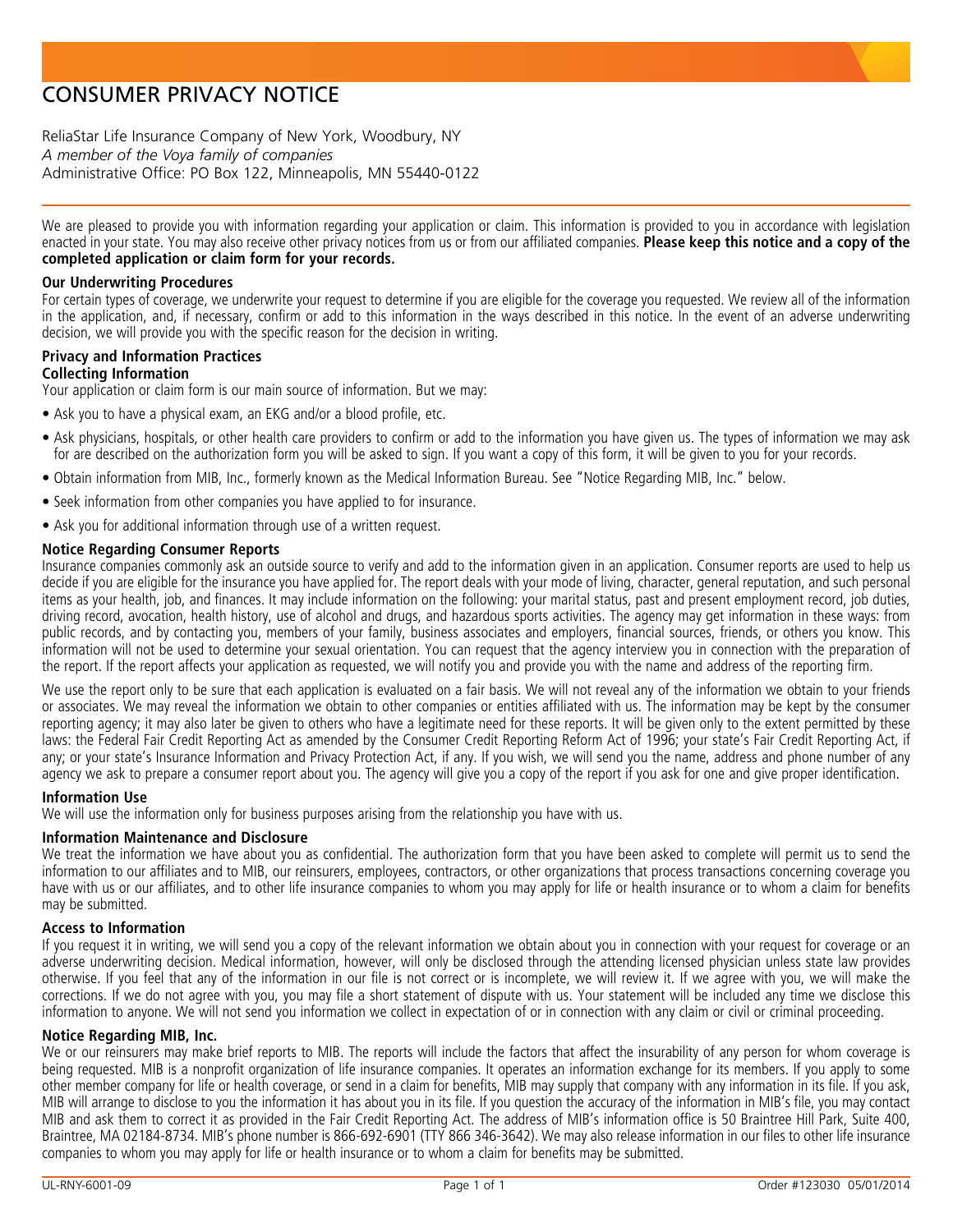# CONSUMER PRIVACY NOTICE

ReliaStar Life Insurance Company of New York, Woodbury, NY
*A member of the Voya family of companies*
Administrative Office: PO Box 122, Minneapolis, MN 55440-0122

We are pleased to provide you with information regarding your application or claim. This information is provided to you in accordance with legislation enacted in your state. You may also receive other privacy notices from us or from our affiliated companies. **Please keep this notice and a copy of the completed application or claim form for your records.**

**Our Underwriting Procedures**

For certain types of coverage, we underwrite your request to determine if you are eligible for the coverage you requested. We review all of the information in the application, and, if necessary, confirm or add to this information in the ways described in this notice. In the event of an adverse underwriting decision, we will provide you with the specific reason for the decision in writing.

**Privacy and Information Practices**

**Collecting Information**

Your application or claim form is our main source of information. But we may:

- Ask you to have a physical exam, an EKG and/or a blood profile, etc.
- Ask physicians, hospitals, or other health care providers to confirm or add to the information you have given us. The types of information we may ask for are described on the authorization form you will be asked to sign. If you want a copy of this form, it will be given to you for your records.
- Obtain information from MIB, Inc., formerly known as the Medical Information Bureau. See "Notice Regarding MIB, Inc." below.
- Seek information from other companies you have applied to for insurance.
- Ask you for additional information through use of a written request.

**Notice Regarding Consumer Reports**

Insurance companies commonly ask an outside source to verify and add to the information given in an application. Consumer reports are used to help us decide if you are eligible for the insurance you have applied for. The report deals with your mode of living, character, general reputation, and such personal items as your health, job, and finances. It may include information on the following: your marital status, past and present employment record, job duties, driving record, avocation, health history, use of alcohol and drugs, and hazardous sports activities. The agency may get information in these ways: from public records, and by contacting you, members of your family, business associates and employers, financial sources, friends, or others you know. This information will not be used to determine your sexual orientation. You can request that the agency interview you in connection with the preparation of the report. If the report affects your application as requested, we will notify you and provide you with the name and address of the reporting firm.

We use the report only to be sure that each application is evaluated on a fair basis. We will not reveal any of the information we obtain to your friends or associates. We may reveal the information we obtain to other companies or entities affiliated with us. The information may be kept by the consumer reporting agency; it may also later be given to others who have a legitimate need for these reports. It will be given only to the extent permitted by these laws: the Federal Fair Credit Reporting Act as amended by the Consumer Credit Reporting Reform Act of 1996; your state's Fair Credit Reporting Act, if any; or your state's Insurance Information and Privacy Protection Act, if any. If you wish, we will send you the name, address and phone number of any agency we ask to prepare a consumer report about you. The agency will give you a copy of the report if you ask for one and give proper identification.

**Information Use**

We will use the information only for business purposes arising from the relationship you have with us.

**Information Maintenance and Disclosure**

We treat the information we have about you as confidential. The authorization form that you have been asked to complete will permit us to send the information to our affiliates and to MIB, our reinsurers, employees, contractors, or other organizations that process transactions concerning coverage you have with us or our affiliates, and to other life insurance companies to whom you may apply for life or health insurance or to whom a claim for benefits may be submitted.

**Access to Information**

If you request it in writing, we will send you a copy of the relevant information we obtain about you in connection with your request for coverage or an adverse underwriting decision. Medical information, however, will only be disclosed through the attending licensed physician unless state law provides otherwise. If you feel that any of the information in our file is not correct or is incomplete, we will review it. If we agree with you, we will make the corrections. If we do not agree with you, you may file a short statement of dispute with us. Your statement will be included any time we disclose this information to anyone. We will not send you information we collect in expectation of or in connection with any claim or civil or criminal proceeding.

**Notice Regarding MIB, Inc.**

We or our reinsurers may make brief reports to MIB. The reports will include the factors that affect the insurability of any person for whom coverage is being requested. MIB is a nonprofit organization of life insurance companies. It operates an information exchange for its members. If you apply to some other member company for life or health coverage, or send in a claim for benefits, MIB may supply that company with any information in its file. If you ask, MIB will arrange to disclose to you the information it has about you in its file. If you question the accuracy of the information in MIB's file, you may contact MIB and ask them to correct it as provided in the Fair Credit Reporting Act. The address of MIB's information office is 50 Braintree Hill Park, Suite 400, Braintree, MA 02184-8734. MIB's phone number is 866-692-6901 (TTY 866 346-3642). We may also release information in our files to other life insurance companies to whom you may apply for life or health insurance or to whom a claim for benefits may be submitted.

UL-RNY-6001-09 Order #123030 05/01/2014